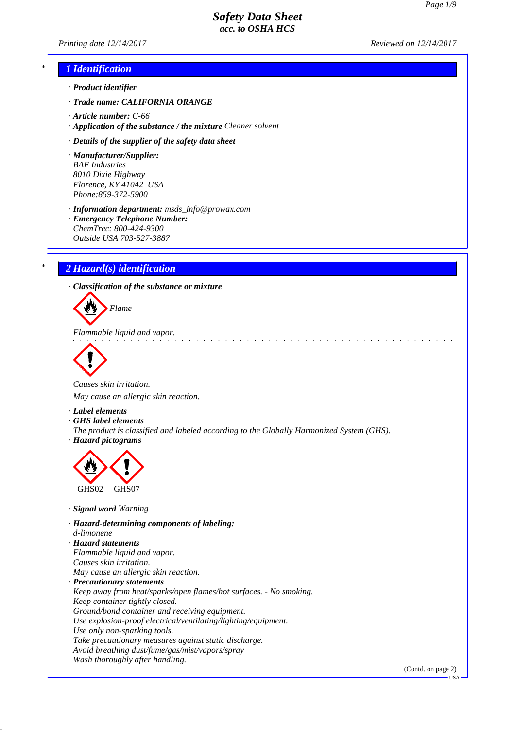# Safety Data Sheet
acc. to OSHA HCS

Printing date 12/14/2017 Reviewed on 12/14/2017

## 1 Identification

· **Product identifier**

· **Trade name:** **CALIFORNIA ORANGE**

· **Article number:** C-66

· **Application of the substance / the mixture** Cleaner solvent

· **Details of the supplier of the safety data sheet**

· **Manufacturer/Supplier:**
BAF Industries
8010 Dixie Highway
Florence, KY 41042 USA
Phone:859-372-5900

· **Information department:** msds_info@prowax.com

· **Emergency Telephone Number:**
ChemTrec: 800-424-9300
Outside USA 703-527-3887

## 2 Hazard(s) identification

· **Classification of the substance or mixture**

Flame

Flammable liquid and vapor.

Causes skin irritation.

May cause an allergic skin reaction.

· **Label elements**

· **GHS label elements**
The product is classified and labeled according to the Globally Harmonized System (GHS).

· **Hazard pictograms**

GHS02 GHS07

· **Signal word** Warning

· **Hazard-determining components of labeling:**
d-limonene

· **Hazard statements**
Flammable liquid and vapor.
Causes skin irritation.
May cause an allergic skin reaction.

· **Precautionary statements**
Keep away from heat/sparks/open flames/hot surfaces. - No smoking.
Keep container tightly closed.
Ground/bond container and receiving equipment.
Use explosion-proof electrical/ventilating/lighting/equipment.
Use only non-sparking tools.
Take precautionary measures against static discharge.
Avoid breathing dust/fume/gas/mist/vapors/spray
Wash thoroughly after handling.

(Contd. on page 2)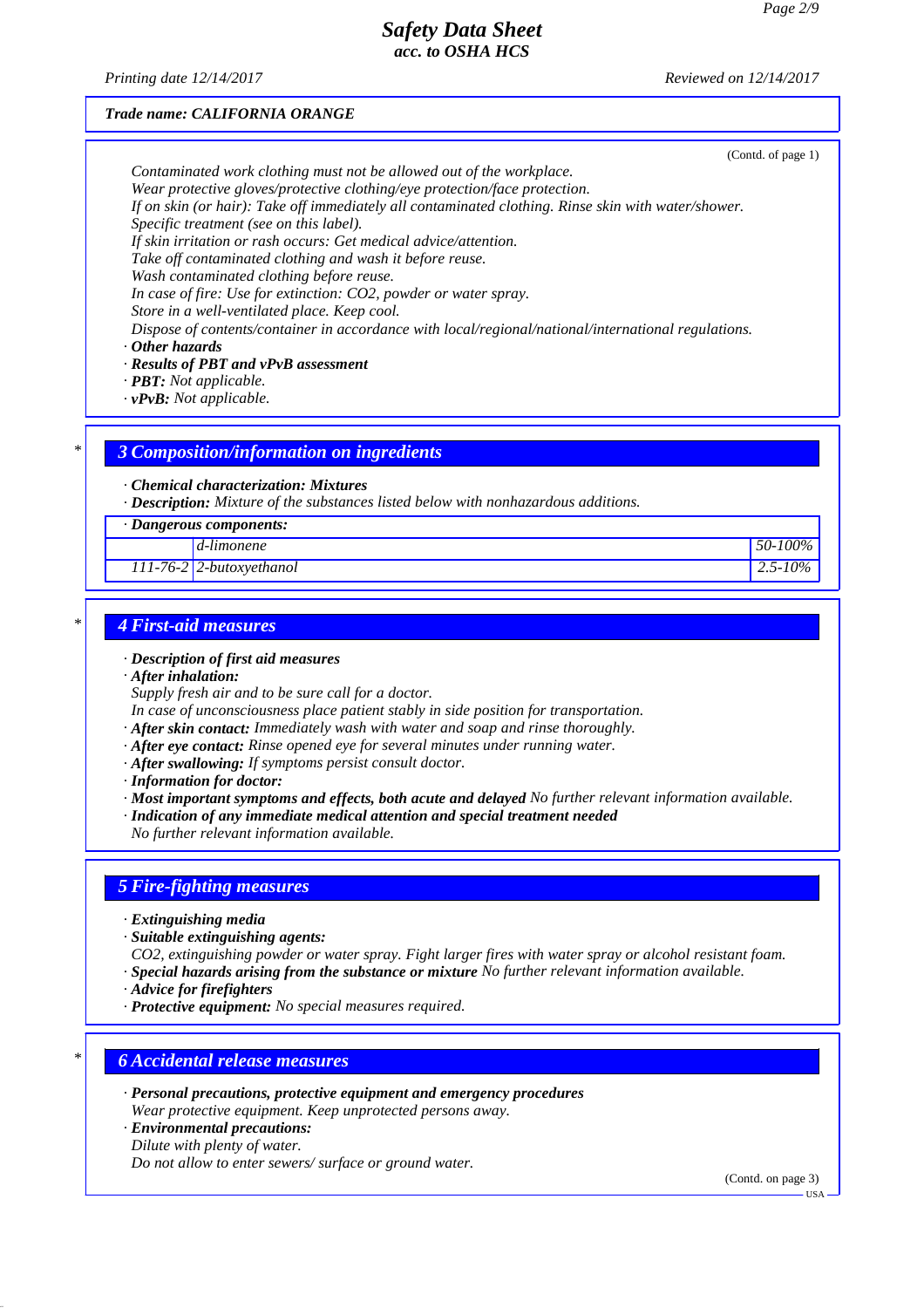Trade name: CALIFORNIA ORANGE

(Contd. of page 1)

Contaminated work clothing must not be allowed out of the workplace.
Wear protective gloves/protective clothing/eye protection/face protection.
If on skin (or hair): Take off immediately all contaminated clothing. Rinse skin with water/shower.
Specific treatment (see on this label).
If skin irritation or rash occurs: Get medical advice/attention.
Take off contaminated clothing and wash it before reuse.
Wash contaminated clothing before reuse.
In case of fire: Use for extinction: $CO_2$, powder or water spray.
Store in a well-ventilated place. Keep cool.
Dispose of contents/container in accordance with local/regional/national/international regulations.

· **Other hazards**
· **Results of PBT and vPvB assessment**
· **PBT:** Not applicable.
· **vPvB:** Not applicable.

## * 3 Composition/information on ingredients

· **Chemical characterization: Mixtures**
· **Description:** Mixture of the substances listed below with nonhazardous additions.

| · Dangerous components: | | |
|---|---|---|
| | d-limonene | 50-100% |
| 111-76-2 | 2-butoxyethanol | 2.5-10% |

## * 4 First-aid measures

· **Description of first aid measures**
· **After inhalation:**
Supply fresh air and to be sure call for a doctor.
In case of unconsciousness place patient stably in side position for transportation.
· **After skin contact:** Immediately wash with water and soap and rinse thoroughly.
· **After eye contact:** Rinse opened eye for several minutes under running water.
· **After swallowing:** If symptoms persist consult doctor.
· **Information for doctor:**
· **Most important symptoms and effects, both acute and delayed** No further relevant information available.
· **Indication of any immediate medical attention and special treatment needed**
No further relevant information available.

## 5 Fire-fighting measures

· **Extinguishing media**
· **Suitable extinguishing agents:**
$CO_2$, extinguishing powder or water spray. Fight larger fires with water spray or alcohol resistant foam.
· **Special hazards arising from the substance or mixture** No further relevant information available.
· **Advice for firefighters**
· **Protective equipment:** No special measures required.

## * 6 Accidental release measures

· **Personal precautions, protective equipment and emergency procedures**
Wear protective equipment. Keep unprotected persons away.
· **Environmental precautions:**
Dilute with plenty of water.
Do not allow to enter sewers/ surface or ground water.

(Contd. on page 3)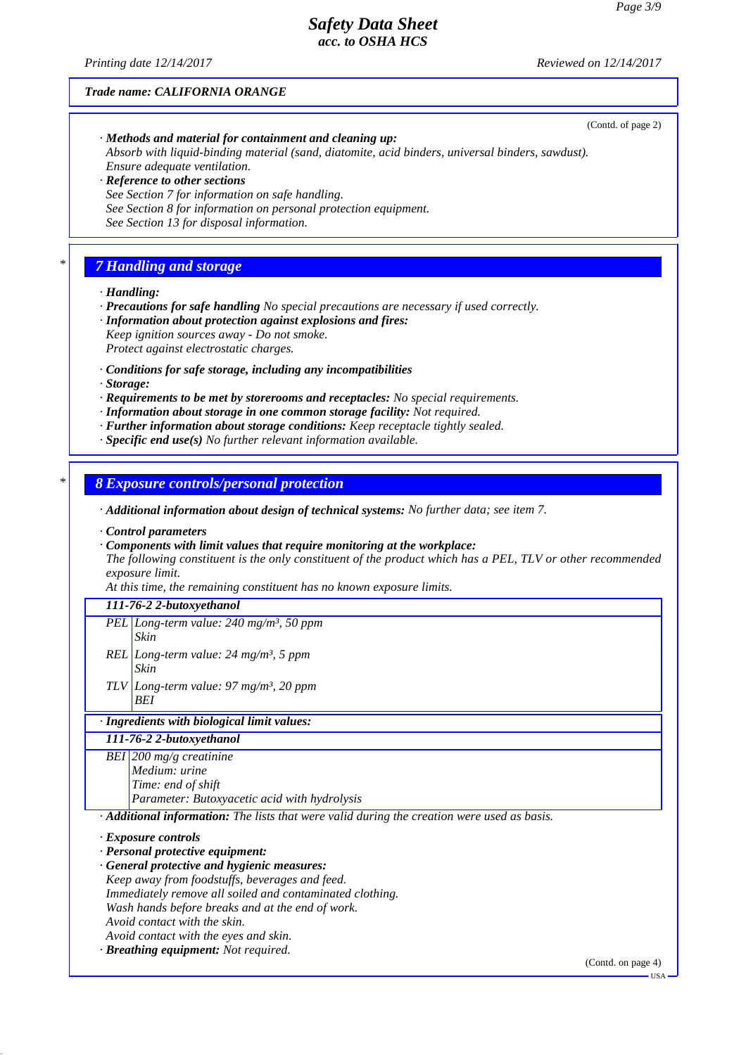**Trade name: CALIFORNIA ORANGE**

(Contd. of page 2)

· **Methods and material for containment and cleaning up:**
Absorb with liquid-binding material (sand, diatomite, acid binders, universal binders, sawdust).
Ensure adequate ventilation.

· **Reference to other sections**
See Section 7 for information on safe handling.
See Section 8 for information on personal protection equipment.
See Section 13 for disposal information.

## 7 Handling and storage

· **Handling:**
· **Precautions for safe handling** No special precautions are necessary if used correctly.
· **Information about protection against explosions and fires:**
Keep ignition sources away - Do not smoke.
Protect against electrostatic charges.

· **Conditions for safe storage, including any incompatibilities**
· **Storage:**
· **Requirements to be met by storerooms and receptacles:** No special requirements.
· **Information about storage in one common storage facility:** Not required.
· **Further information about storage conditions:** Keep receptacle tightly sealed.
· **Specific end use(s)** No further relevant information available.

## 8 Exposure controls/personal protection

· **Additional information about design of technical systems:** No further data; see item 7.

· **Control parameters**
· **Components with limit values that require monitoring at the workplace:**
The following constituent is the only constituent of the product which has a PEL, TLV or other recommended exposure limit.
At this time, the remaining constituent has no known exposure limits.

| 111-76-2 2-butoxyethanol | |
|---|---|
| PEL | Long-term value: 240 mg/m³, 50 ppm<br>Skin |
| REL | Long-term value: 24 mg/m³, 5 ppm<br>Skin |
| TLV | Long-term value: 97 mg/m³, 20 ppm<br>BEI |

· **Ingredients with biological limit values:**

| 111-76-2 2-butoxyethanol | |
|---|---|
| BEI | 200 mg/g creatinine<br>Medium: urine<br>Time: end of shift<br>Parameter: Butoxyacetic acid with hydrolysis |

· **Additional information:** The lists that were valid during the creation were used as basis.

· **Exposure controls**
· **Personal protective equipment:**
· **General protective and hygienic measures:**
Keep away from foodstuffs, beverages and feed.
Immediately remove all soiled and contaminated clothing.
Wash hands before breaks and at the end of work.
Avoid contact with the skin.
Avoid contact with the eyes and skin.
· **Breathing equipment:** Not required.

(Contd. on page 4)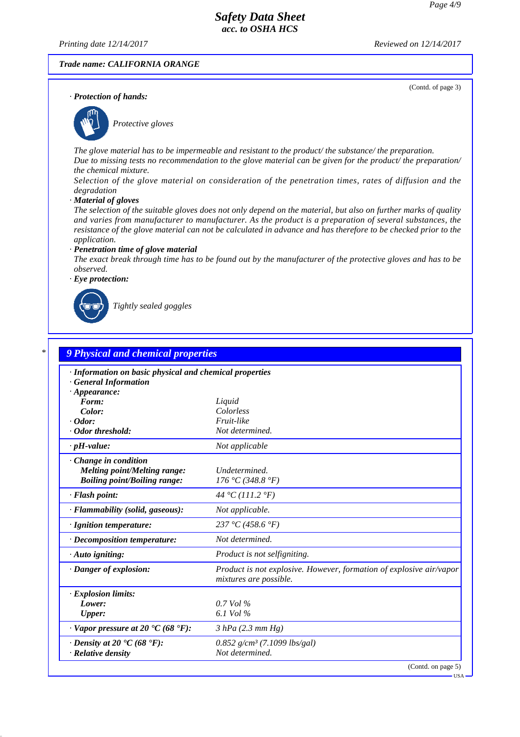Trade name: CALIFORNIA ORANGE

(Contd. of page 3)

· **Protection of hands:**

*Protective gloves*

*The glove material has to be impermeable and resistant to the product/ the substance/ the preparation.*
*Due to missing tests no recommendation to the glove material can be given for the product/ the preparation/ the chemical mixture.*
*Selection of the glove material on consideration of the penetration times, rates of diffusion and the degradation*

· **Material of gloves**
*The selection of the suitable gloves does not only depend on the material, but also on further marks of quality and varies from manufacturer to manufacturer. As the product is a preparation of several substances, the resistance of the glove material can not be calculated in advance and has therefore to be checked prior to the application.*

· **Penetration time of glove material**
*The exact break through time has to be found out by the manufacturer of the protective gloves and has to be observed.*

· **Eye protection:**

*Tightly sealed goggles*

## 9 Physical and chemical properties

| | |
|---|---|
| · **Information on basic physical and chemical properties** | |
| · **General Information** | |
| · **Appearance:** | |
| **Form:** | Liquid |
| **Color:** | Colorless |
| · **Odor:** | Fruit-like |
| · **Odor threshold:** | Not determined. |
| · **pH-value:** | Not applicable |
| · **Change in condition** | |
| **Melting point/Melting range:** | Undetermined. |
| **Boiling point/Boiling range:** | 176 °C (348.8 °F) |
| · **Flash point:** | 44 °C (111.2 °F) |
| · **Flammability (solid, gaseous):** | Not applicable. |
| · **Ignition temperature:** | 237 °C (458.6 °F) |
| · **Decomposition temperature:** | Not determined. |
| · **Auto igniting:** | Product is not selfigniting. |
| · **Danger of explosion:** | Product is not explosive. However, formation of explosive air/vapor mixtures are possible. |
| · **Explosion limits:** | |
| **Lower:** | 0.7 Vol % |
| **Upper:** | 6.1 Vol % |
| · **Vapor pressure at 20 °C (68 °F):** | 3 hPa (2.3 mm Hg) |
| · **Density at 20 °C (68 °F):** | 0.852 g/cm³ (7.1099 lbs/gal) |
| · **Relative density** | Not determined. |

(Contd. on page 5)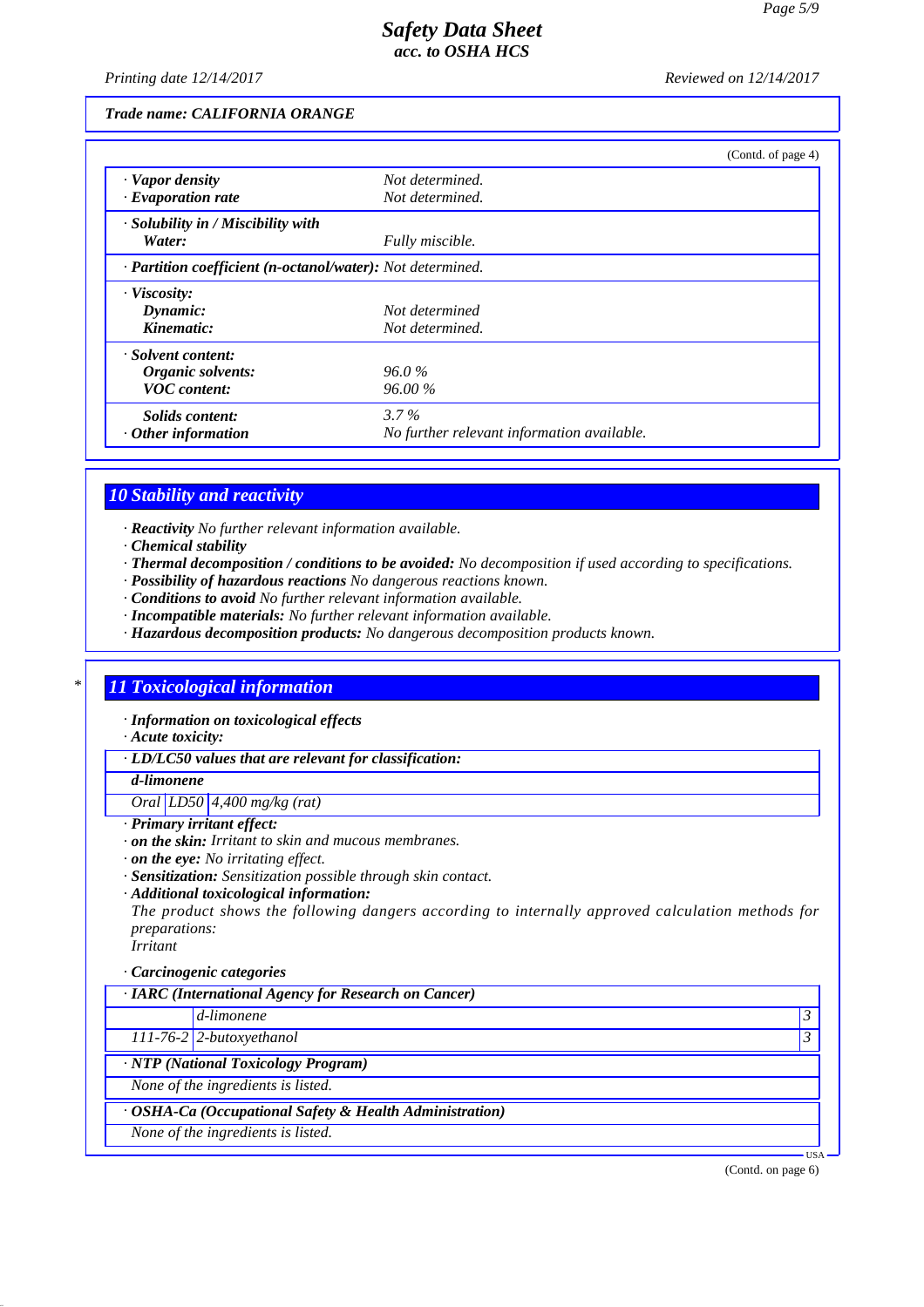Trade name: CALIFORNIA ORANGE

(Contd. of page 4)

| | |
|---|---|
| · **Vapor density** | Not determined. |
| · **Evaporation rate** | Not determined. |
| · **Solubility in / Miscibility with** | |
| **Water:** | Fully miscible. |
| · **Partition coefficient (n-octanol/water):** | Not determined. |
| · **Viscosity:** | |
| **Dynamic:** | Not determined |
| **Kinematic:** | Not determined. |
| · **Solvent content:** | |
| **Organic solvents:** | 96.0 % |
| **VOC content:** | 96.00 % |
| **Solids content:** | 3.7 % |
| · **Other information** | No further relevant information available. |

## 10 Stability and reactivity

· **Reactivity** No further relevant information available.
· **Chemical stability**
· **Thermal decomposition / conditions to be avoided:** No decomposition if used according to specifications.
· **Possibility of hazardous reactions** No dangerous reactions known.
· **Conditions to avoid** No further relevant information available.
· **Incompatible materials:** No further relevant information available.
· **Hazardous decomposition products:** No dangerous decomposition products known.

## 11 Toxicological information

· **Information on toxicological effects**
· **Acute toxicity:**

| · LD/LC50 values that are relevant for classification: | | |
|---|---|---|
| **d-limonene** | | |
| Oral | LD50 | 4,400 mg/kg (rat) |

· **Primary irritant effect:**
· **on the skin:** Irritant to skin and mucous membranes.
· **on the eye:** No irritating effect.
· **Sensitization:** Sensitization possible through skin contact.
· **Additional toxicological information:**
The product shows the following dangers according to internally approved calculation methods for preparations:
Irritant

· **Carcinogenic categories**

| · IARC (International Agency for Research on Cancer) | | |
|---|---|---|
| | d-limonene | 3 |
| 111-76-2 | 2-butoxyethanol | 3 |

| · NTP (National Toxicology Program) |
|---|
| None of the ingredients is listed. |

| · OSHA-Ca (Occupational Safety & Health Administration) |
|---|
| None of the ingredients is listed. |

(Contd. on page 6)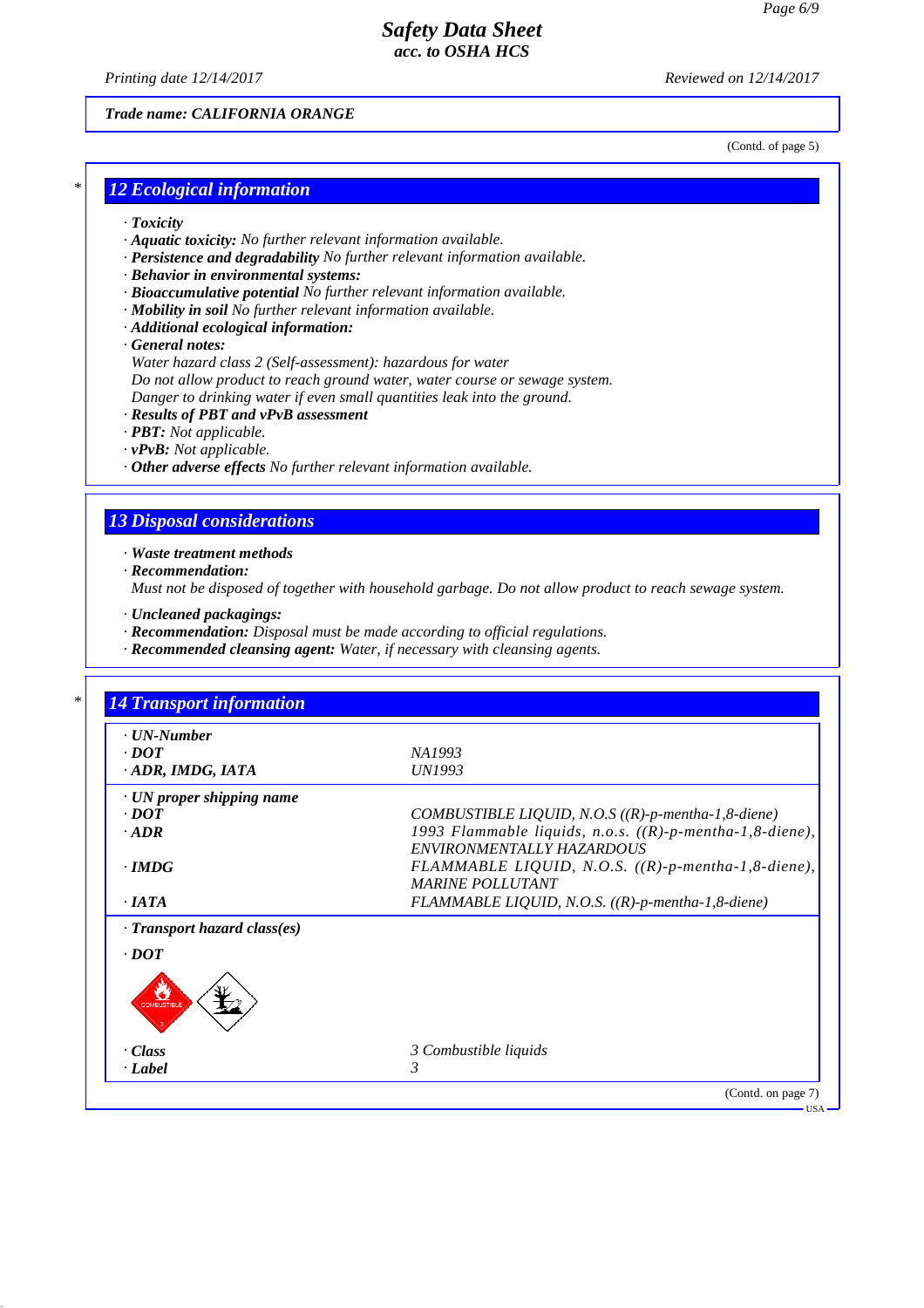Trade name: CALIFORNIA ORANGE

(Contd. of page 5)

## 12 Ecological information

- **Toxicity**
- **Aquatic toxicity:** No further relevant information available.
- **Persistence and degradability** No further relevant information available.
- **Behavior in environmental systems:**
- **Bioaccumulative potential** No further relevant information available.
- **Mobility in soil** No further relevant information available.
- **Additional ecological information:**
- **General notes:**

  Water hazard class 2 (Self-assessment): hazardous for water

  Do not allow product to reach ground water, water course or sewage system.

  Danger to drinking water if even small quantities leak into the ground.
- **Results of PBT and vPvB assessment**
- **PBT:** Not applicable.
- **vPvB:** Not applicable.
- **Other adverse effects** No further relevant information available.

## 13 Disposal considerations

- **Waste treatment methods**
- **Recommendation:**

  Must not be disposed of together with household garbage. Do not allow product to reach sewage system.

- **Uncleaned packagings:**
- **Recommendation:** Disposal must be made according to official regulations.
- **Recommended cleansing agent:** Water, if necessary with cleansing agents.

## 14 Transport information

| | |
|---|---|
| **· UN-Number** | |
| **· DOT** | NA1993 |
| **· ADR, IMDG, IATA** | UN1993 |
| **· UN proper shipping name** | |
| **· DOT** | COMBUSTIBLE LIQUID, N.O.S ((R)-p-mentha-1,8-diene) |
| **· ADR** | 1993 Flammable liquids, n.o.s. ((R)-p-mentha-1,8-diene), ENVIRONMENTALLY HAZARDOUS |
| **· IMDG** | FLAMMABLE LIQUID, N.O.S. ((R)-p-mentha-1,8-diene), MARINE POLLUTANT |
| **· IATA** | FLAMMABLE LIQUID, N.O.S. ((R)-p-mentha-1,8-diene) |
| **· Transport hazard class(es)** | |
| **· DOT** | |
| **· Class** | 3 Combustible liquids |
| **· Label** | 3 |

(Contd. on page 7)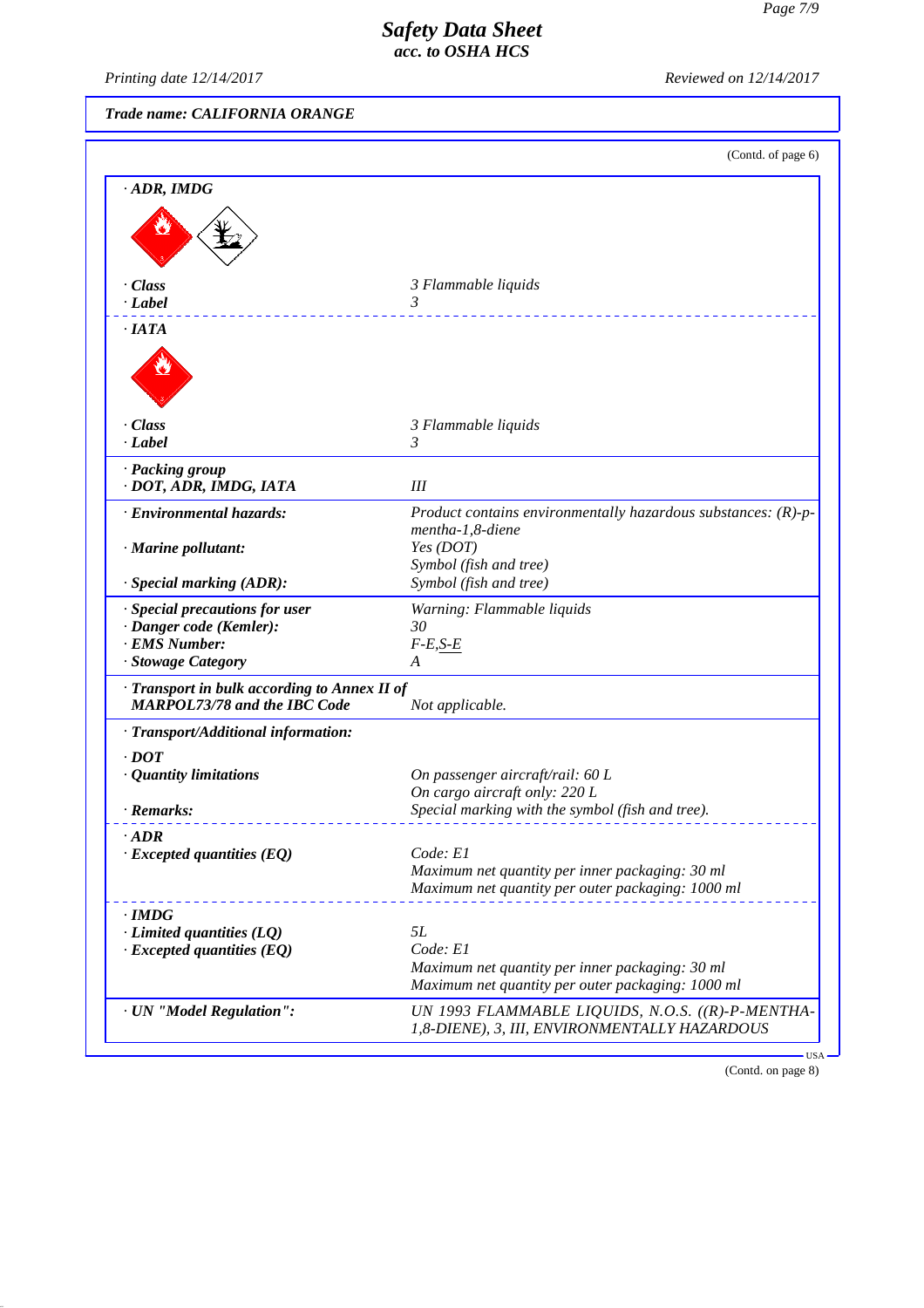*Trade name: CALIFORNIA ORANGE*

(Contd. of page 6)

| | |
|---|---|
| **· ADR, IMDG** | |
| **· Class** | 3 Flammable liquids |
| **· Label** | 3 |
| **· IATA** | |
| **· Class** | 3 Flammable liquids |
| **· Label** | 3 |
| **· Packing group** **· DOT, ADR, IMDG, IATA** | III |
| **· Environmental hazards:** | Product contains environmentally hazardous substances: (R)-p-mentha-1,8-diene |
| **· Marine pollutant:** | Yes (DOT) Symbol (fish and tree) |
| **· Special marking (ADR):** | Symbol (fish and tree) |
| **· Special precautions for user** | Warning: Flammable liquids |
| **· Danger code (Kemler):** | 30 |
| **· EMS Number:** | F-E,S-E |
| **· Stowage Category** | A |
| **· Transport in bulk according to Annex II of MARPOL73/78 and the IBC Code** | Not applicable. |
| **· Transport/Additional information:** | |
| **· DOT** | |
| **· Quantity limitations** | On passenger aircraft/rail: 60 L On cargo aircraft only: 220 L |
| **· Remarks:** | Special marking with the symbol (fish and tree). |
| **· ADR** | |
| **· Excepted quantities (EQ)** | Code: E1 Maximum net quantity per inner packaging: 30 ml Maximum net quantity per outer packaging: 1000 ml |
| **· IMDG** | |
| **· Limited quantities (LQ)** | 5L |
| **· Excepted quantities (EQ)** | Code: E1 Maximum net quantity per inner packaging: 30 ml Maximum net quantity per outer packaging: 1000 ml |
| **· UN "Model Regulation":** | UN 1993 FLAMMABLE LIQUIDS, N.O.S. ((R)-P-MENTHA-1,8-DIENE), 3, III, ENVIRONMENTALLY HAZARDOUS |

(Contd. on page 8)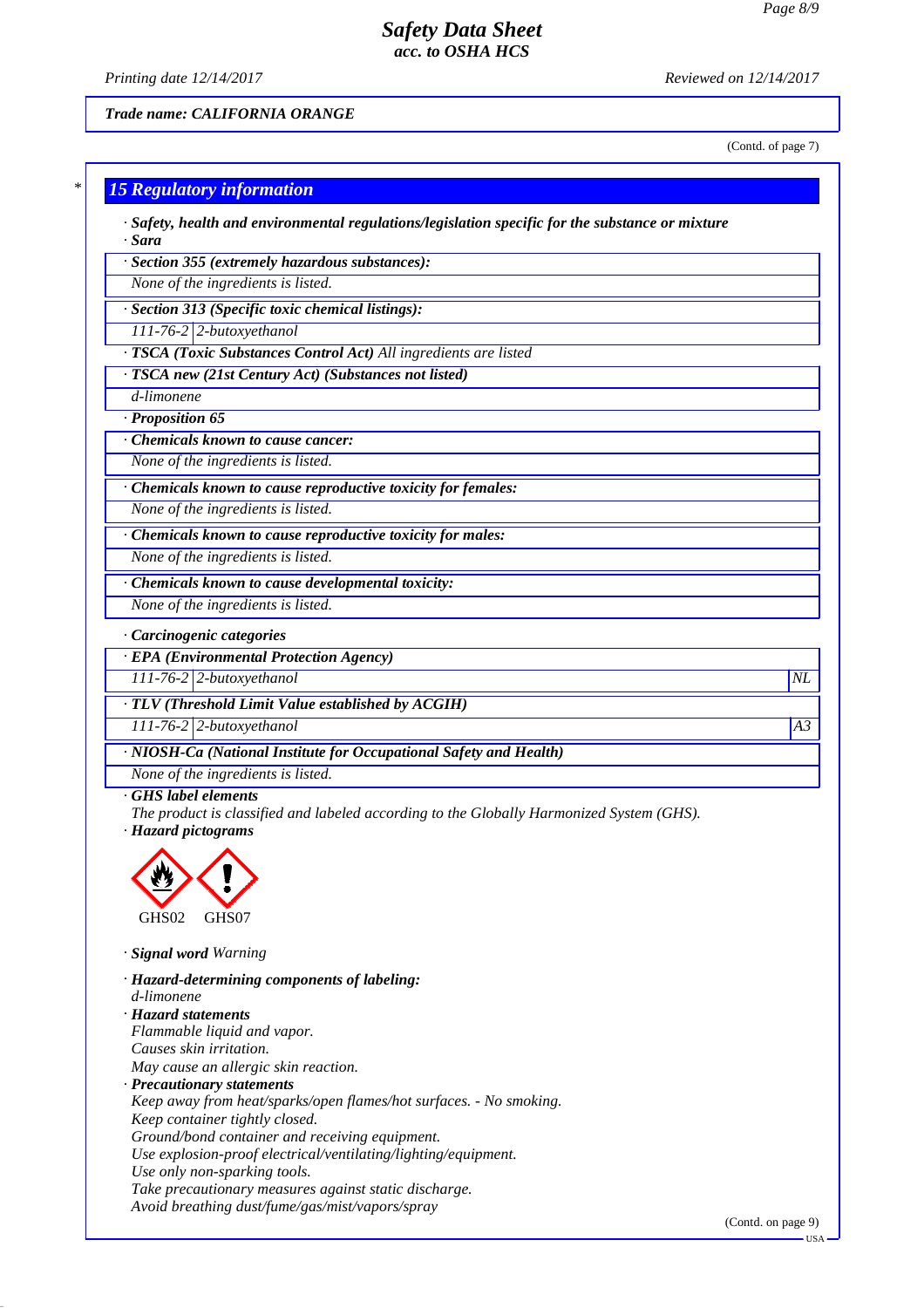*Trade name: CALIFORNIA ORANGE*

(Contd. of page 7)

## 15 Regulatory information

· **Safety, health and environmental regulations/legislation specific for the substance or mixture**
· **Sara**

| · **Section 355 (extremely hazardous substances):** |
|---|
| None of the ingredients is listed. |

| · **Section 313 (Specific toxic chemical listings):** | |
|---|---|
| 111-76-2 | 2-butoxyethanol |

· **TSCA (Toxic Substances Control Act)** All ingredients are listed

| · **TSCA new (21st Century Act) (Substances not listed)** |
|---|
| d-limonene |

· **Proposition 65**

| · **Chemicals known to cause cancer:** |
|---|
| None of the ingredients is listed. |

| · **Chemicals known to cause reproductive toxicity for females:** |
|---|
| None of the ingredients is listed. |

| · **Chemicals known to cause reproductive toxicity for males:** |
|---|
| None of the ingredients is listed. |

| · **Chemicals known to cause developmental toxicity:** |
|---|
| None of the ingredients is listed. |

· **Carcinogenic categories**

| · **EPA (Environmental Protection Agency)** | | |
|---|---|---|
| 111-76-2 | 2-butoxyethanol | NL |

| · **TLV (Threshold Limit Value established by ACGIH)** | | |
|---|---|---|
| 111-76-2 | 2-butoxyethanol | A3 |

| · **NIOSH-Ca (National Institute for Occupational Safety and Health)** |
|---|
| None of the ingredients is listed. |

· **GHS label elements**
The product is classified and labeled according to the Globally Harmonized System (GHS).
· **Hazard pictograms**

GHS02 GHS07

· **Signal word** Warning

· **Hazard-determining components of labeling:**
d-limonene
· **Hazard statements**
Flammable liquid and vapor.
Causes skin irritation.
May cause an allergic skin reaction.
· **Precautionary statements**
Keep away from heat/sparks/open flames/hot surfaces. - No smoking.
Keep container tightly closed.
Ground/bond container and receiving equipment.
Use explosion-proof electrical/ventilating/lighting/equipment.
Use only non-sparking tools.
Take precautionary measures against static discharge.
Avoid breathing dust/fume/gas/mist/vapors/spray

(Contd. on page 9)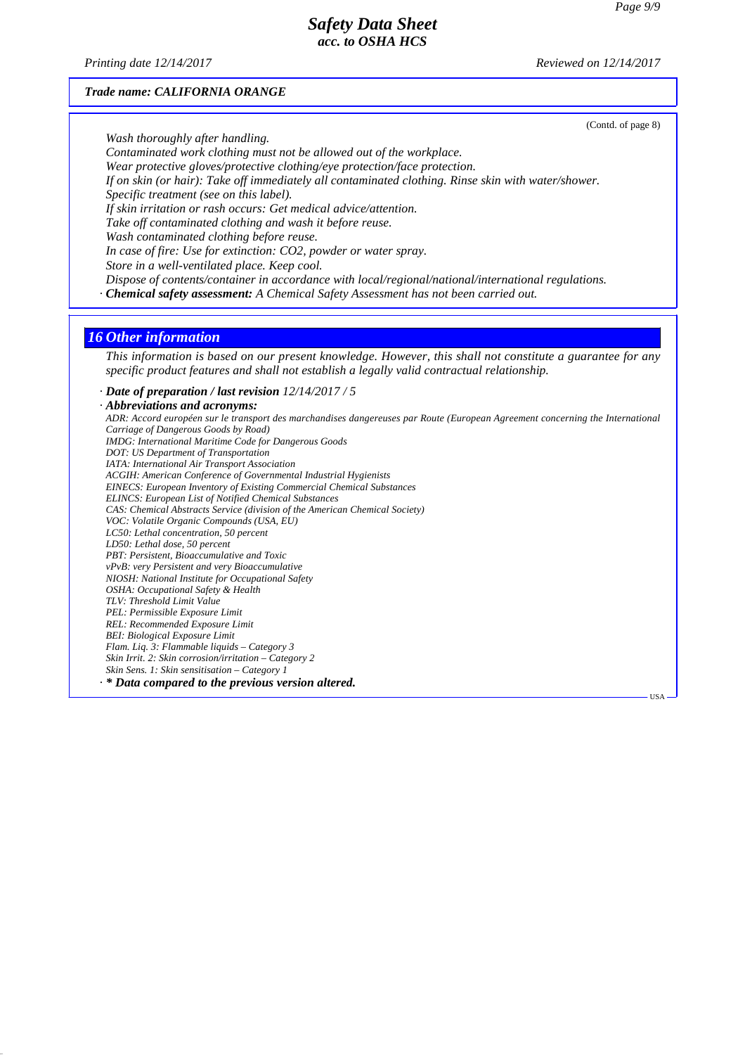*Trade name: CALIFORNIA ORANGE*

(Contd. of page 8)

*Wash thoroughly after handling.*
*Contaminated work clothing must not be allowed out of the workplace.*
*Wear protective gloves/protective clothing/eye protection/face protection.*
*If on skin (or hair): Take off immediately all contaminated clothing. Rinse skin with water/shower.*
*Specific treatment (see on this label).*
*If skin irritation or rash occurs: Get medical advice/attention.*
*Take off contaminated clothing and wash it before reuse.*
*Wash contaminated clothing before reuse.*
*In case of fire: Use for extinction: $CO_2$, powder or water spray.*
*Store in a well-ventilated place. Keep cool.*
*Dispose of contents/container in accordance with local/regional/national/international regulations.*

· ***Chemical safety assessment:*** *A Chemical Safety Assessment has not been carried out.*

## 16 Other information

*This information is based on our present knowledge. However, this shall not constitute a guarantee for any specific product features and shall not establish a legally valid contractual relationship.*

· ***Date of preparation / last revision*** *12/14/2017 / 5*

· ***Abbreviations and acronyms:***

*ADR: Accord européen sur le transport des marchandises dangereuses par Route (European Agreement concerning the International Carriage of Dangerous Goods by Road)*
*IMDG: International Maritime Code for Dangerous Goods*
*DOT: US Department of Transportation*
*IATA: International Air Transport Association*
*ACGIH: American Conference of Governmental Industrial Hygienists*
*EINECS: European Inventory of Existing Commercial Chemical Substances*
*ELINCS: European List of Notified Chemical Substances*
*CAS: Chemical Abstracts Service (division of the American Chemical Society)*
*VOC: Volatile Organic Compounds (USA, EU)*
*LC50: Lethal concentration, 50 percent*
*LD50: Lethal dose, 50 percent*
*PBT: Persistent, Bioaccumulative and Toxic*
*vPvB: very Persistent and very Bioaccumulative*
*NIOSH: National Institute for Occupational Safety*
*OSHA: Occupational Safety & Health*
*TLV: Threshold Limit Value*
*PEL: Permissible Exposure Limit*
*REL: Recommended Exposure Limit*
*BEI: Biological Exposure Limit*
*Flam. Liq. 3: Flammable liquids – Category 3*
*Skin Irrit. 2: Skin corrosion/irritation – Category 2*
*Skin Sens. 1: Skin sensitisation – Category 1*

· ***\* Data compared to the previous version altered.***

USA